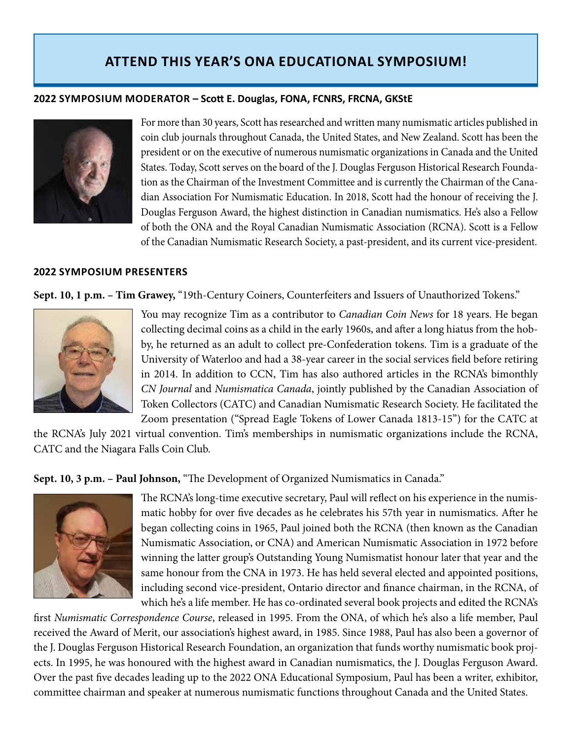# ATTEND THIS YEAR'S ONA EDUCATIONAL SYMPOSIUM!

### 2022 SYMPOSIUM MODERATOR – Scott E. Douglas, FONA, FCNRS, FRCNA, GKStE

For more than 30 years, Scott has researched and written many numismatic articles published in coin club journals throughout Canada, the United States, and New Zealand. Scott has been the president or on the executive of numerous numismatic organizations in Canada and the United States. Today, Scott serves on the board of the J. Douglas Ferguson Historical Research Foundation as the Chairman of the Investment Committee and is currently the Chairman of the Canadian Association For Numismatic Education. In 2018, Scott had the honour of receiving the J. Douglas Ferguson Award, the highest distinction in Canadian numismatics. He's also a Fellow of both the ONA and the Royal Canadian Numismatic Association (RCNA). Scott is a Fellow of the Canadian Numismatic Research Society, a past-president, and its current vice-president.

### 2022 SYMPOSIUM PRESENTERS

**Sept. 10, 1 p.m. – Tim Grawey,** "19th-Century Coiners, Counterfeiters and Issuers of Unauthorized Tokens."

You may recognize Tim as a contributor to *Canadian Coin News* for 18 years. He began collecting decimal coins as a child in the early 1960s, and after a long hiatus from the hobby, he returned as an adult to collect pre-Confederation tokens. Tim is a graduate of the University of Waterloo and had a 38-year career in the social services field before retiring in 2014. In addition to CCN, Tim has also authored articles in the RCNA's bimonthly *CN Journal* and *Numismatica Canada*, jointly published by the Canadian Association of Token Collectors (CATC) and Canadian Numismatic Research Society. He facilitated the Zoom presentation ("Spread Eagle Tokens of Lower Canada 1813-15") for the CATC at the RCNA's July 2021 virtual convention. Tim's memberships in numismatic organizations include the RCNA, CATC and the Niagara Falls Coin Club.

**Sept. 10, 3 p.m. – Paul Johnson,** "The Development of Organized Numismatics in Canada."

The RCNA's long-time executive secretary, Paul will reflect on his experience in the numismatic hobby for over five decades as he celebrates his 57th year in numismatics. After he began collecting coins in 1965, Paul joined both the RCNA (then known as the Canadian Numismatic Association, or CNA) and American Numismatic Association in 1972 before winning the latter group's Outstanding Young Numismatist honour later that year and the same honour from the CNA in 1973. He has held several elected and appointed positions, including second vice-president, Ontario director and finance chairman, in the RCNA, of which he's a life member. He has co-ordinated several book projects and edited the RCNA's first *Numismatic Correspondence Course*, released in 1995. From the ONA, of which he's also a life member, Paul received the Award of Merit, our association's highest award, in 1985. Since 1988, Paul has also been a governor of the J. Douglas Ferguson Historical Research Foundation, an organization that funds worthy numismatic book projects. In 1995, he was honoured with the highest award in Canadian numismatics, the J. Douglas Ferguson Award. Over the past five decades leading up to the 2022 ONA Educational Symposium, Paul has been a writer, exhibitor, committee chairman and speaker at numerous numismatic functions throughout Canada and the United States.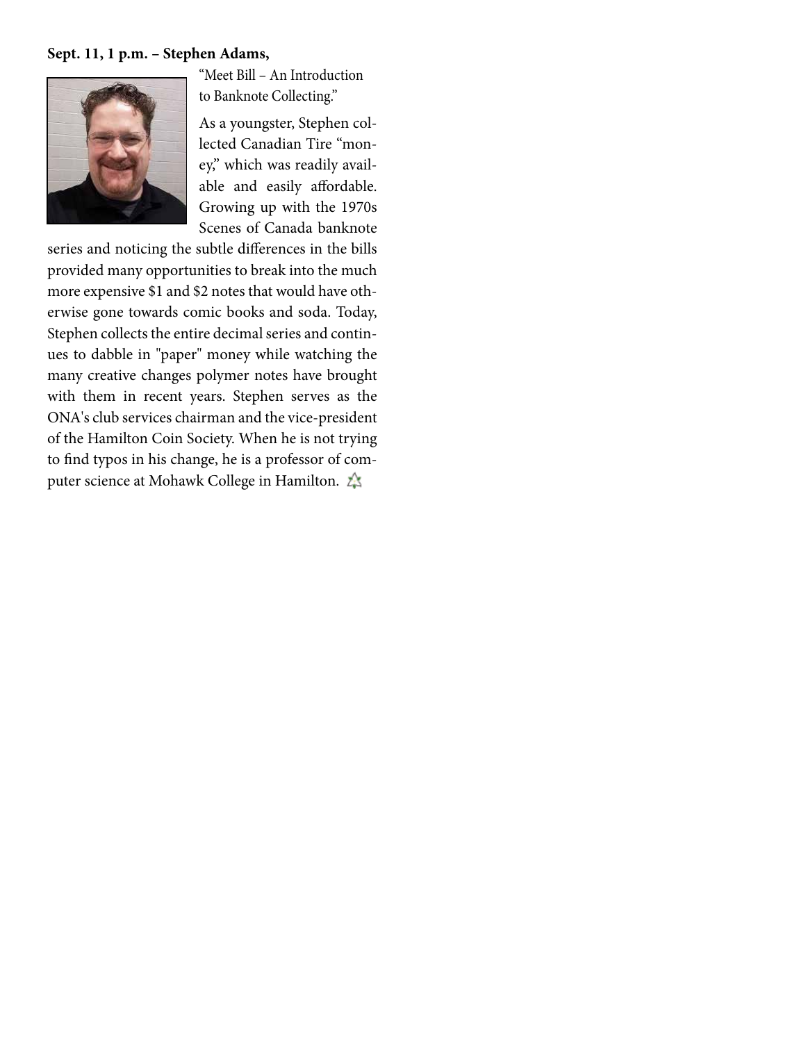**Sept. 11, 1 p.m. – Stephen Adams,**

"Meet Bill – An Introduction to Banknote Collecting."

As a youngster, Stephen collected Canadian Tire "money," which was readily available and easily affordable. Growing up with the 1970s Scenes of Canada banknote series and noticing the subtle differences in the bills provided many opportunities to break into the much more expensive $1 and $2 notes that would have otherwise gone towards comic books and soda. Today, Stephen collects the entire decimal series and continues to dabble in "paper" money while watching the many creative changes polymer notes have brought with them in recent years. Stephen serves as the ONA's club services chairman and the vice-president of the Hamilton Coin Society. When he is not trying to find typos in his change, he is a professor of computer science at Mohawk College in Hamilton.